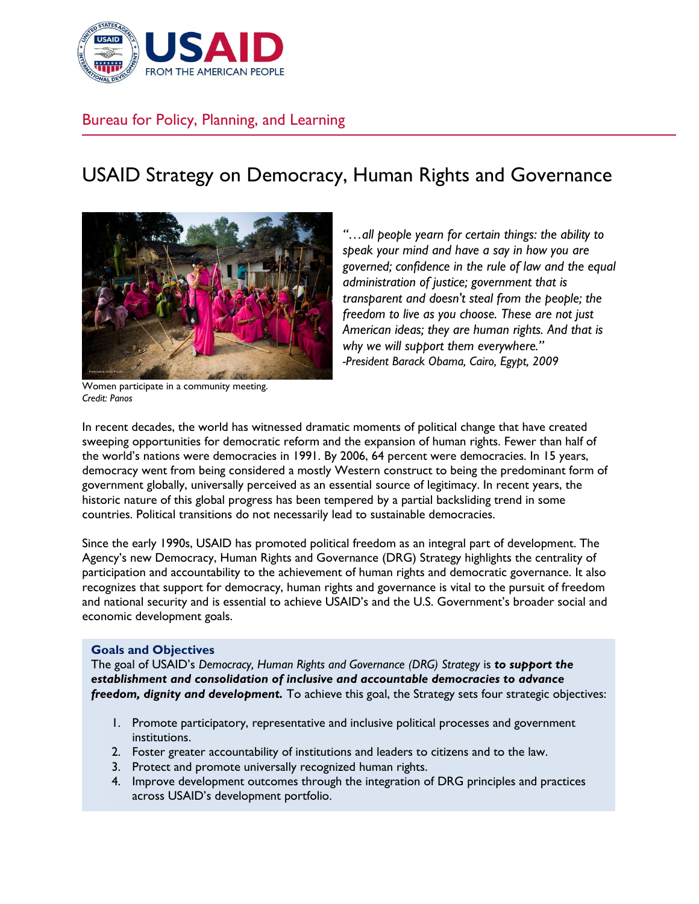USAID
FROM THE AMERICAN PEOPLE

Bureau for Policy, Planning, and Learning

# USAID Strategy on Democracy, Human Rights and Governance

Women participate in a community meeting.
*Credit: Panos*

*"…all people yearn for certain things: the ability to speak your mind and have a say in how you are governed; confidence in the rule of law and the equal administration of justice; government that is transparent and doesn't steal from the people; the freedom to live as you choose. These are not just American ideas; they are human rights. And that is why we will support them everywhere."*
*-President Barack Obama, Cairo, Egypt, 2009*

In recent decades, the world has witnessed dramatic moments of political change that have created sweeping opportunities for democratic reform and the expansion of human rights. Fewer than half of the world's nations were democracies in 1991. By 2006, 64 percent were democracies. In 15 years, democracy went from being considered a mostly Western construct to being the predominant form of government globally, universally perceived as an essential source of legitimacy. In recent years, the historic nature of this global progress has been tempered by a partial backsliding trend in some countries. Political transitions do not necessarily lead to sustainable democracies.

Since the early 1990s, USAID has promoted political freedom as an integral part of development. The Agency's new Democracy, Human Rights and Governance (DRG) Strategy highlights the centrality of participation and accountability to the achievement of human rights and democratic governance. It also recognizes that support for democracy, human rights and governance is vital to the pursuit of freedom and national security and is essential to achieve USAID's and the U.S. Government's broader social and economic development goals.

### Goals and Objectives

The goal of USAID's *Democracy, Human Rights and Governance (DRG) Strategy* is ***to support the establishment and consolidation of inclusive and accountable democracies to advance freedom, dignity and development.*** To achieve this goal, the Strategy sets four strategic objectives:

1. Promote participatory, representative and inclusive political processes and government institutions.
2. Foster greater accountability of institutions and leaders to citizens and to the law.
3. Protect and promote universally recognized human rights.
4. Improve development outcomes through the integration of DRG principles and practices across USAID's development portfolio.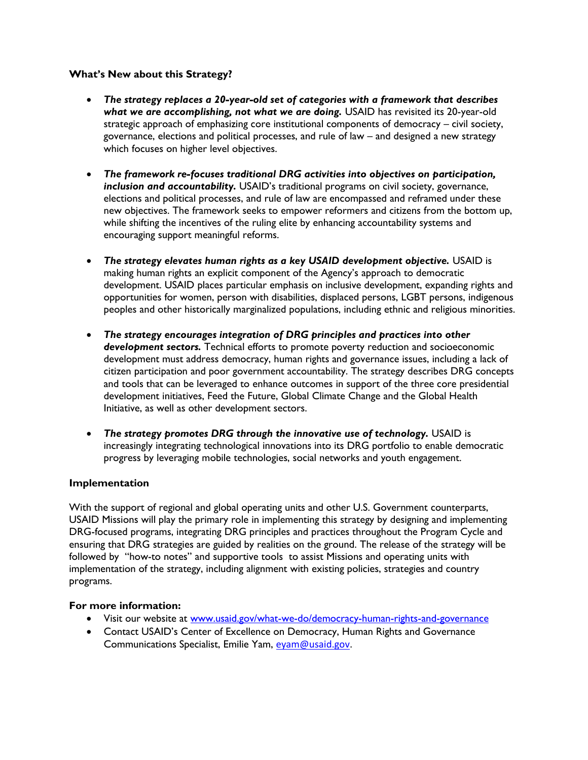### What's New about this Strategy?

- ***The strategy replaces a 20-year-old set of categories with a framework that describes what we are accomplishing, not what we are doing.*** USAID has revisited its 20-year-old strategic approach of emphasizing core institutional components of democracy – civil society, governance, elections and political processes, and rule of law – and designed a new strategy which focuses on higher level objectives.

- ***The framework re-focuses traditional DRG activities into objectives on participation, inclusion and accountability.*** USAID's traditional programs on civil society, governance, elections and political processes, and rule of law are encompassed and reframed under these new objectives. The framework seeks to empower reformers and citizens from the bottom up, while shifting the incentives of the ruling elite by enhancing accountability systems and encouraging support meaningful reforms.

- ***The strategy elevates human rights as a key USAID development objective.*** USAID is making human rights an explicit component of the Agency's approach to democratic development. USAID places particular emphasis on inclusive development, expanding rights and opportunities for women, person with disabilities, displaced persons, LGBT persons, indigenous peoples and other historically marginalized populations, including ethnic and religious minorities.

- ***The strategy encourages integration of DRG principles and practices into other development sectors.*** Technical efforts to promote poverty reduction and socioeconomic development must address democracy, human rights and governance issues, including a lack of citizen participation and poor government accountability. The strategy describes DRG concepts and tools that can be leveraged to enhance outcomes in support of the three core presidential development initiatives, Feed the Future, Global Climate Change and the Global Health Initiative, as well as other development sectors.

- ***The strategy promotes DRG through the innovative use of technology.*** USAID is increasingly integrating technological innovations into its DRG portfolio to enable democratic progress by leveraging mobile technologies, social networks and youth engagement.

### Implementation

With the support of regional and global operating units and other U.S. Government counterparts, USAID Missions will play the primary role in implementing this strategy by designing and implementing DRG-focused programs, integrating DRG principles and practices throughout the Program Cycle and ensuring that DRG strategies are guided by realities on the ground. The release of the strategy will be followed by "how-to notes" and supportive tools to assist Missions and operating units with implementation of the strategy, including alignment with existing policies, strategies and country programs.

### For more information:

- Visit our website at [www.usaid.gov/what-we-do/democracy-human-rights-and-governance](http://www.usaid.gov/what-we-do/democracy-human-rights-and-governance)
- Contact USAID's Center of Excellence on Democracy, Human Rights and Governance Communications Specialist, Emilie Yam, [eyam@usaid.gov](mailto:eyam@usaid.gov).